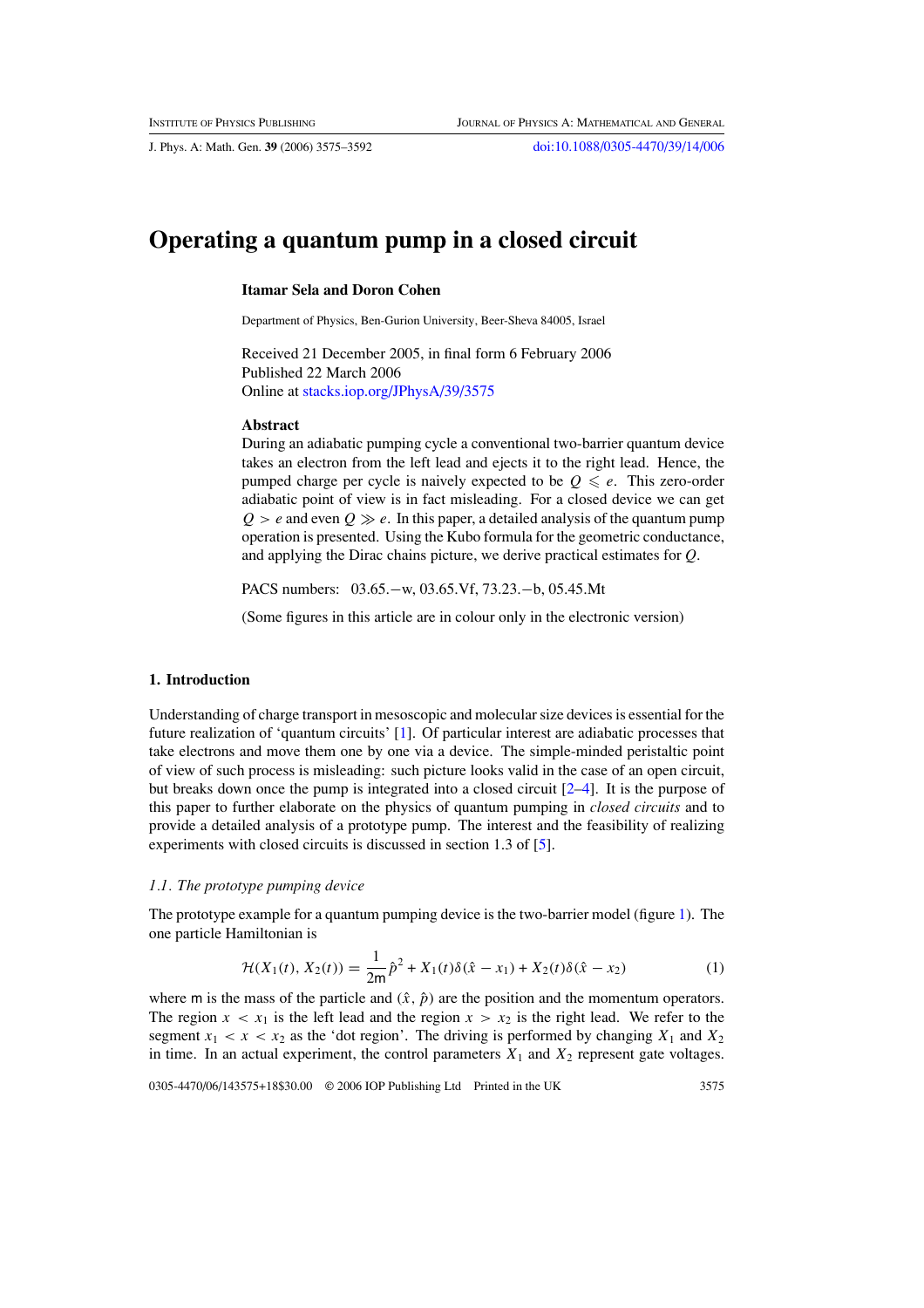# Operating a quantum pump in a closed circuit

**Itamar Sela and Doron Cohen**

Department of Physics, Ben-Gurion University, Beer-Sheva 84005, Israel

Received 21 December 2005, in final form 6 February 2006
Published 22 March 2006
Online at stacks.iop.org/JPhysA/39/3575

### Abstract

During an adiabatic pumping cycle a conventional two-barrier quantum device takes an electron from the left lead and ejects it to the right lead. Hence, the pumped charge per cycle is naively expected to be $Q \leqslant e$. This zero-order adiabatic point of view is in fact misleading. For a closed device we can get $Q > e$ and even $Q \gg e$. In this paper, a detailed analysis of the quantum pump operation is presented. Using the Kubo formula for the geometric conductance, and applying the Dirac chains picture, we derive practical estimates for $Q$.

PACS numbers: 03.65.−w, 03.65.Vf, 73.23.−b, 05.45.Mt

(Some figures in this article are in colour only in the electronic version)

## 1. Introduction

Understanding of charge transport in mesoscopic and molecular size devices is essential for the future realization of 'quantum circuits' [1]. Of particular interest are adiabatic processes that take electrons and move them one by one via a device. The simple-minded peristaltic point of view of such process is misleading: such picture looks valid in the case of an open circuit, but breaks down once the pump is integrated into a closed circuit [2–4]. It is the purpose of this paper to further elaborate on the physics of quantum pumping in *closed circuits* and to provide a detailed analysis of a prototype pump. The interest and the feasibility of realizing experiments with closed circuits is discussed in section 1.3 of [5].

### *1.1. The prototype pumping device*

The prototype example for a quantum pumping device is the two-barrier model (figure 1). The one particle Hamiltonian is

$$\mathcal{H}(X_1(t), X_2(t)) = \frac{1}{2\mathsf{m}}\hat{p}^2 + X_1(t)\delta(\hat{x} - x_1) + X_2(t)\delta(\hat{x} - x_2) \tag{1}$$

where $\mathsf{m}$ is the mass of the particle and $(\hat{x}, \hat{p})$ are the position and the momentum operators. The region $x < x_1$ is the left lead and the region $x > x_2$ is the right lead. We refer to the segment $x_1 < x < x_2$ as the 'dot region'. The driving is performed by changing $X_1$ and $X_2$ in time. In an actual experiment, the control parameters $X_1$ and $X_2$ represent gate voltages.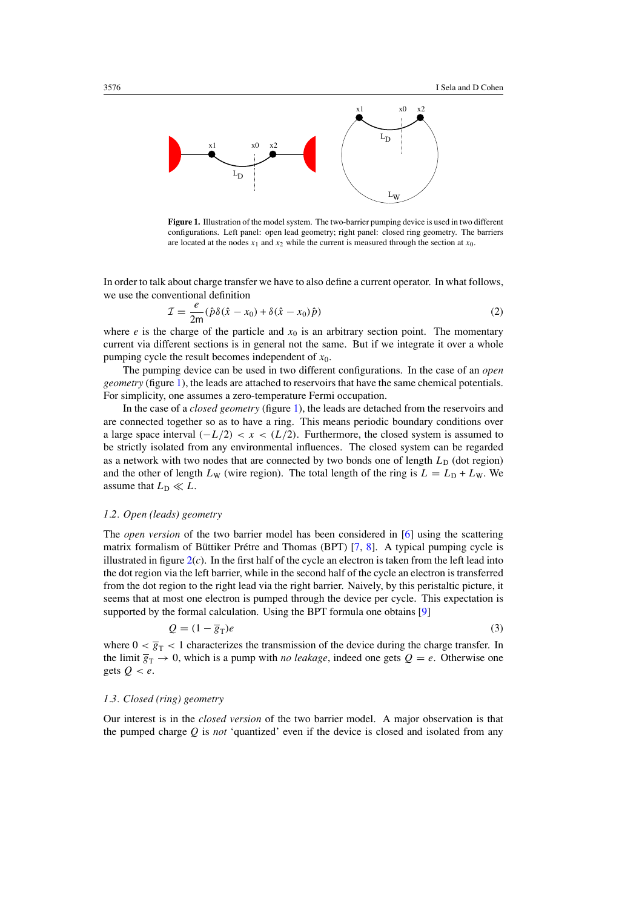**Figure 1.** Illustration of the model system. The two-barrier pumping device is used in two different configurations. Left panel: open lead geometry; right panel: closed ring geometry. The barriers are located at the nodes $x_1$ and $x_2$ while the current is measured through the section at $x_0$.

In order to talk about charge transfer we have to also define a current operator. In what follows, we use the conventional definition

$$\mathcal{I} = \frac{e}{2\mathsf{m}}(\hat{p}\delta(\hat{x} - x_0) + \delta(\hat{x} - x_0)\hat{p}) \tag{2}$$

where $e$ is the charge of the particle and $x_0$ is an arbitrary section point. The momentary current via different sections is in general not the same. But if we integrate it over a whole pumping cycle the result becomes independent of $x_0$.

The pumping device can be used in two different configurations. In the case of an *open geometry* (figure 1), the leads are attached to reservoirs that have the same chemical potentials. For simplicity, one assumes a zero-temperature Fermi occupation.

In the case of a *closed geometry* (figure 1), the leads are detached from the reservoirs and are connected together so as to have a ring. This means periodic boundary conditions over a large space interval $(-L/2) < x < (L/2)$. Furthermore, the closed system is assumed to be strictly isolated from any environmental influences. The closed system can be regarded as a network with two nodes that are connected by two bonds one of length $L_{\mathrm{D}}$ (dot region) and the other of length $L_{\mathrm{W}}$ (wire region). The total length of the ring is $L = L_{\mathrm{D}} + L_{\mathrm{W}}$. We assume that $L_{\mathrm{D}} \ll L$.

### 1.2. Open (leads) geometry

The *open version* of the two barrier model has been considered in [6] using the scattering matrix formalism of Büttiker Prétre and Thomas (BPT) [7, 8]. A typical pumping cycle is illustrated in figure 2(*c*). In the first half of the cycle an electron is taken from the left lead into the dot region via the left barrier, while in the second half of the cycle an electron is transferred from the dot region to the right lead via the right barrier. Naively, by this peristaltic picture, it seems that at most one electron is pumped through the device per cycle. This expectation is supported by the formal calculation. Using the BPT formula one obtains [9]

$$Q = (1 - \overline{g}_{\mathrm{T}})e \tag{3}$$

where $0 < \overline{g}_{\mathrm{T}} < 1$ characterizes the transmission of the device during the charge transfer. In the limit $\overline{g}_{\mathrm{T}} \to 0$, which is a pump with *no leakage*, indeed one gets $Q = e$. Otherwise one gets $Q < e$.

### 1.3. Closed (ring) geometry

Our interest is in the *closed version* of the two barrier model. A major observation is that the pumped charge $Q$ is *not* 'quantized' even if the device is closed and isolated from any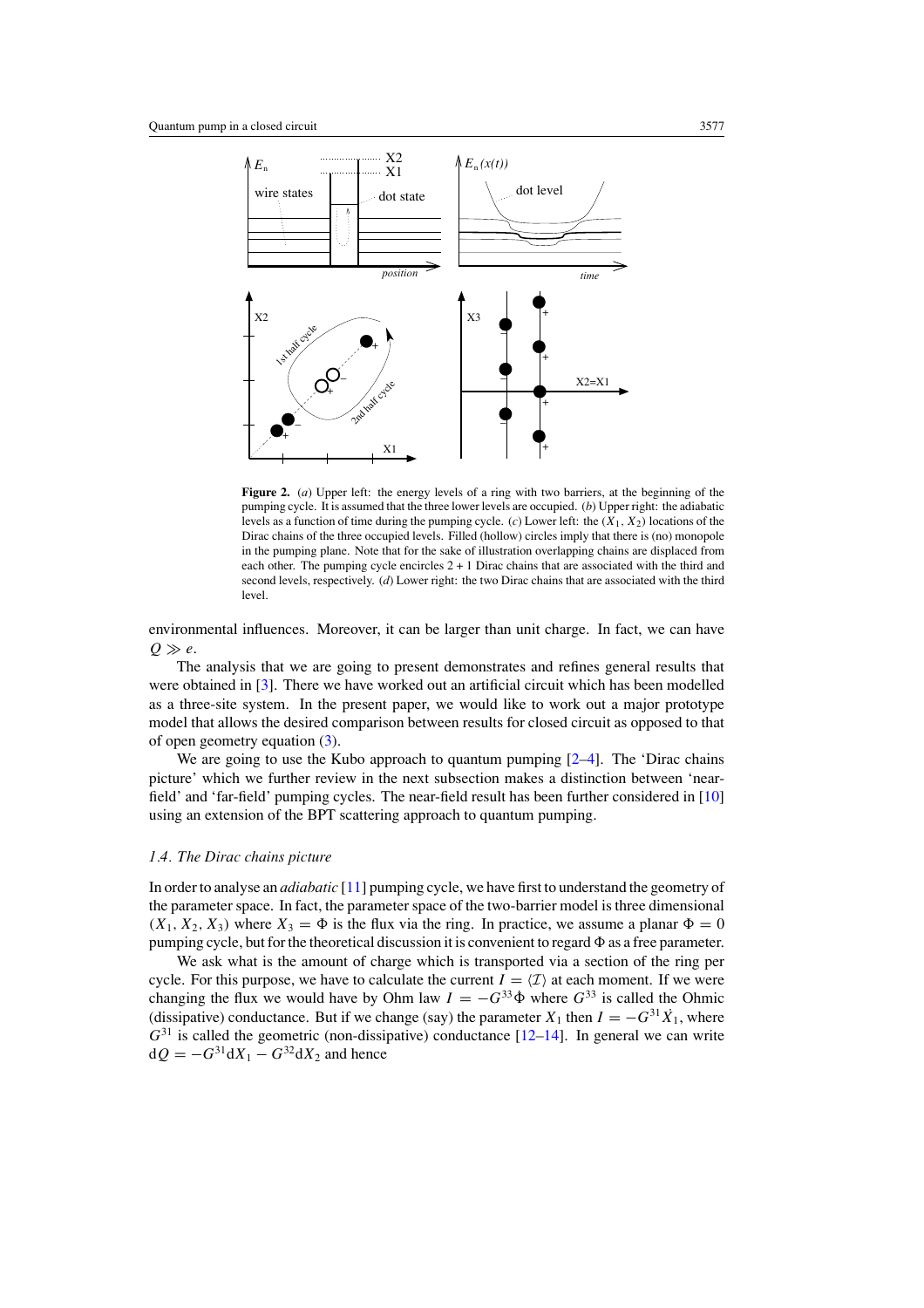**Figure 2.** (*a*) Upper left: the energy levels of a ring with two barriers, at the beginning of the pumping cycle. It is assumed that the three lower levels are occupied. (*b*) Upper right: the adiabatic levels as a function of time during the pumping cycle. (*c*) Lower left: the $(X_1, X_2)$ locations of the Dirac chains of the three occupied levels. Filled (hollow) circles imply that there is (no) monopole in the pumping plane. Note that for the sake of illustration overlapping chains are displaced from each other. The pumping cycle encircles 2 + 1 Dirac chains that are associated with the third and second levels, respectively. (*d*) Lower right: the two Dirac chains that are associated with the third level.

environmental influences. Moreover, it can be larger than unit charge. In fact, we can have $Q \gg e$.

The analysis that we are going to present demonstrates and refines general results that were obtained in [3]. There we have worked out an artificial circuit which has been modelled as a three-site system. In the present paper, we would like to work out a major prototype model that allows the desired comparison between results for closed circuit as opposed to that of open geometry equation (3).

We are going to use the Kubo approach to quantum pumping [2–4]. The 'Dirac chains picture' which we further review in the next subsection makes a distinction between 'near-field' and 'far-field' pumping cycles. The near-field result has been further considered in [10] using an extension of the BPT scattering approach to quantum pumping.

### *1.4. The Dirac chains picture*

In order to analyse an *adiabatic* [11] pumping cycle, we have first to understand the geometry of the parameter space. In fact, the parameter space of the two-barrier model is three dimensional $(X_1, X_2, X_3)$ where $X_3 = \Phi$ is the flux via the ring. In practice, we assume a planar $\Phi = 0$ pumping cycle, but for the theoretical discussion it is convenient to regard $\Phi$ as a free parameter.

We ask what is the amount of charge which is transported via a section of the ring per cycle. For this purpose, we have to calculate the current $I = \langle \mathcal{I} \rangle$ at each moment. If we were changing the flux we would have by Ohm law $I = -G^{33}\dot{\Phi}$ where $G^{33}$ is called the Ohmic (dissipative) conductance. But if we change (say) the parameter $X_1$ then $I = -G^{31}\dot{X}_1$, where $G^{31}$ is called the geometric (non-dissipative) conductance [12–14]. In general we can write $\mathrm{d}Q = -G^{31}\mathrm{d}X_1 - G^{32}\mathrm{d}X_2$ and hence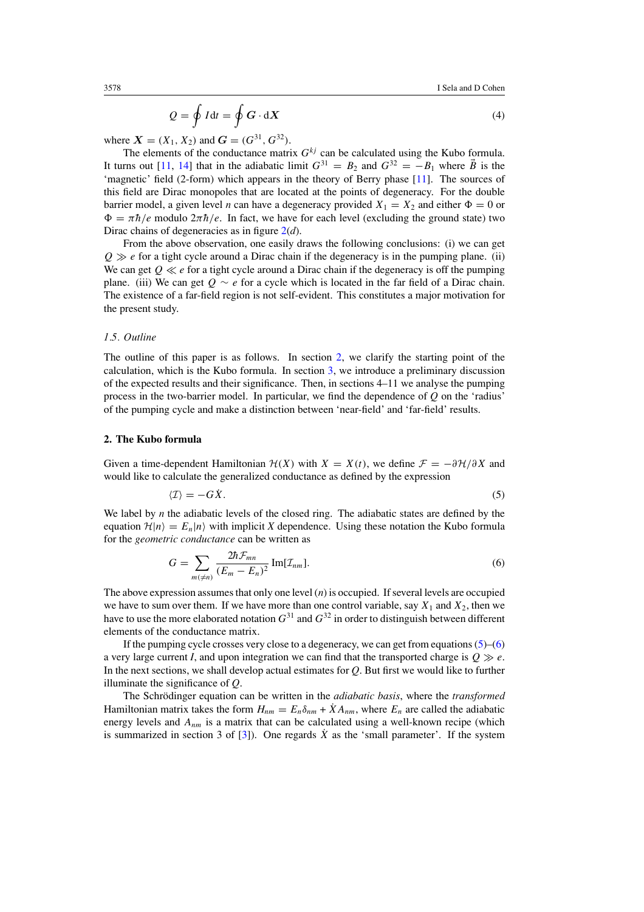$$Q = \oint I \, \mathrm{d}t = \oint \boldsymbol{G} \cdot \mathrm{d}\boldsymbol{X} \tag{4}$$

where $\boldsymbol{X} = (X_1, X_2)$ and $\boldsymbol{G} = (G^{31}, G^{32})$.

The elements of the conductance matrix $G^{kj}$ can be calculated using the Kubo formula. It turns out [11, 14] that in the adiabatic limit $G^{31} = B_2$ and $G^{32} = -B_1$ where $\vec{B}$ is the 'magnetic' field (2-form) which appears in the theory of Berry phase [11]. The sources of this field are Dirac monopoles that are located at the points of degeneracy. For the double barrier model, a given level $n$ can have a degeneracy provided $X_1 = X_2$ and either $\Phi = 0$ or $\Phi = \pi\hbar/e$ modulo $2\pi\hbar/e$. In fact, we have for each level (excluding the ground state) two Dirac chains of degeneracies as in figure 2(*d*).

From the above observation, one easily draws the following conclusions: (i) we can get $Q \gg e$ for a tight cycle around a Dirac chain if the degeneracy is in the pumping plane. (ii) We can get $Q \ll e$ for a tight cycle around a Dirac chain if the degeneracy is off the pumping plane. (iii) We can get $Q \sim e$ for a cycle which is located in the far field of a Dirac chain. The existence of a far-field region is not self-evident. This constitutes a major motivation for the present study.

### *1.5. Outline*

The outline of this paper is as follows. In section 2, we clarify the starting point of the calculation, which is the Kubo formula. In section 3, we introduce a preliminary discussion of the expected results and their significance. Then, in sections 4–11 we analyse the pumping process in the two-barrier model. In particular, we find the dependence of $Q$ on the 'radius' of the pumping cycle and make a distinction between 'near-field' and 'far-field' results.

## 2. The Kubo formula

Given a time-dependent Hamiltonian $\mathcal{H}(X)$ with $X = X(t)$, we define $\mathcal{F} = -\partial\mathcal{H}/\partial X$ and would like to calculate the generalized conductance as defined by the expression

$$\langle \mathcal{I} \rangle = -G\dot{X}. \tag{5}$$

We label by $n$ the adiabatic levels of the closed ring. The adiabatic states are defined by the equation $\mathcal{H}|n\rangle = E_n|n\rangle$ with implicit $X$ dependence. Using these notation the Kubo formula for the *geometric conductance* can be written as

$$G = \sum_{m(\neq n)} \frac{2\hbar \mathcal{F}_{mn}}{(E_m - E_n)^2} \operatorname{Im}[\mathcal{I}_{nm}]. \tag{6}$$

The above expression assumes that only one level ($n$) is occupied. If several levels are occupied we have to sum over them. If we have more than one control variable, say $X_1$ and $X_2$, then we have to use the more elaborated notation $G^{31}$ and $G^{32}$ in order to distinguish between different elements of the conductance matrix.

If the pumping cycle crosses very close to a degeneracy, we can get from equations (5)–(6) a very large current $I$, and upon integration we can find that the transported charge is $Q \gg e$. In the next sections, we shall develop actual estimates for $Q$. But first we would like to further illuminate the significance of $Q$.

The Schrödinger equation can be written in the *adiabatic basis*, where the *transformed* Hamiltonian matrix takes the form $H_{nm} = E_n\delta_{nm} + \dot{X}A_{nm}$, where $E_n$ are called the adiabatic energy levels and $A_{nm}$ is a matrix that can be calculated using a well-known recipe (which is summarized in section 3 of [3]). One regards $\dot{X}$ as the 'small parameter'. If the system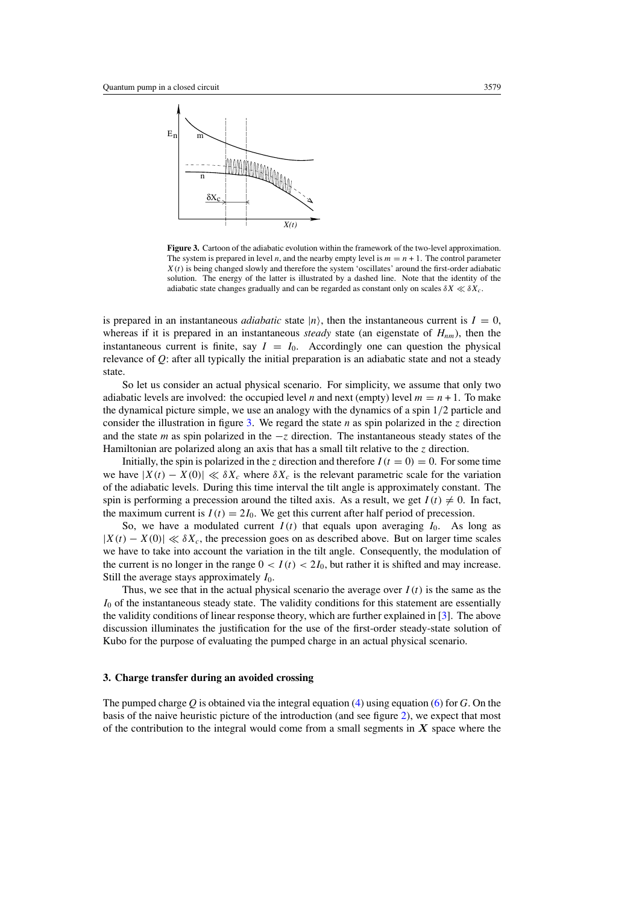**Figure 3.** Cartoon of the adiabatic evolution within the framework of the two-level approximation. The system is prepared in level $n$, and the nearby empty level is $m = n + 1$. The control parameter $X(t)$ is being changed slowly and therefore the system 'oscillates' around the first-order adiabatic solution. The energy of the latter is illustrated by a dashed line. Note that the identity of the adiabatic state changes gradually and can be regarded as constant only on scales $\delta X \ll \delta X_c$.

is prepared in an instantaneous *adiabatic* state $|n\rangle$, then the instantaneous current is $I = 0$, whereas if it is prepared in an instantaneous *steady* state (an eigenstate of $H_{nm}$), then the instantaneous current is finite, say $I = I_0$. Accordingly one can question the physical relevance of $Q$: after all typically the initial preparation is an adiabatic state and not a steady state.

So let us consider an actual physical scenario. For simplicity, we assume that only two adiabatic levels are involved: the occupied level $n$ and next (empty) level $m = n + 1$. To make the dynamical picture simple, we use an analogy with the dynamics of a spin $1/2$ particle and consider the illustration in figure 3. We regard the state $n$ as spin polarized in the $z$ direction and the state $m$ as spin polarized in the $-z$ direction. The instantaneous steady states of the Hamiltonian are polarized along an axis that has a small tilt relative to the $z$ direction.

Initially, the spin is polarized in the $z$ direction and therefore $I(t = 0) = 0$. For some time we have $|X(t) - X(0)| \ll \delta X_c$ where $\delta X_c$ is the relevant parametric scale for the variation of the adiabatic levels. During this time interval the tilt angle is approximately constant. The spin is performing a precession around the tilted axis. As a result, we get $I(t) \neq 0$. In fact, the maximum current is $I(t) = 2I_0$. We get this current after half period of precession.

So, we have a modulated current $I(t)$ that equals upon averaging $I_0$. As long as $|X(t) - X(0)| \ll \delta X_c$, the precession goes on as described above. But on larger time scales we have to take into account the variation in the tilt angle. Consequently, the modulation of the current is no longer in the range $0 < I(t) < 2I_0$, but rather it is shifted and may increase. Still the average stays approximately $I_0$.

Thus, we see that in the actual physical scenario the average over $I(t)$ is the same as the $I_0$ of the instantaneous steady state. The validity conditions for this statement are essentially the validity conditions of linear response theory, which are further explained in [3]. The above discussion illuminates the justification for the use of the first-order steady-state solution of Kubo for the purpose of evaluating the pumped charge in an actual physical scenario.

## 3. Charge transfer during an avoided crossing

The pumped charge $Q$ is obtained via the integral equation (4) using equation (6) for $G$. On the basis of the naive heuristic picture of the introduction (and see figure 2), we expect that most of the contribution to the integral would come from a small segments in $\boldsymbol{X}$ space where the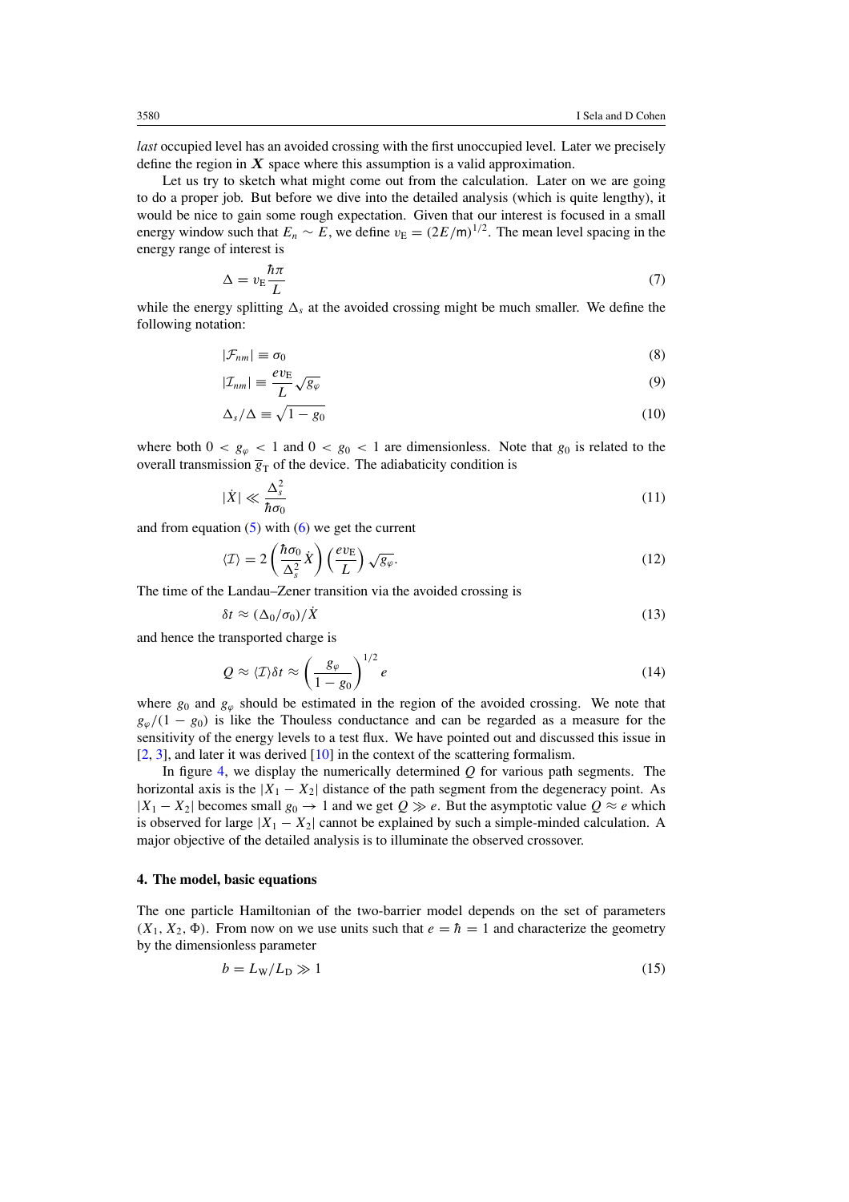*last* occupied level has an avoided crossing with the first unoccupied level. Later we precisely define the region in $\boldsymbol{X}$ space where this assumption is a valid approximation.

Let us try to sketch what might come out from the calculation. Later on we are going to do a proper job. But before we dive into the detailed analysis (which is quite lengthy), it would be nice to gain some rough expectation. Given that our interest is focused in a small energy window such that $E_n \sim E$, we define $v_{\mathrm{E}} = (2E/\mathsf{m})^{1/2}$. The mean level spacing in the energy range of interest is

$$\Delta = v_{\mathrm{E}} \frac{\hbar \pi}{L} \tag{7}$$

while the energy splitting $\Delta_s$ at the avoided crossing might be much smaller. We define the following notation:

$$|\mathcal{F}_{nm}| \equiv \sigma_0 \tag{8}$$

$$|\mathcal{I}_{nm}| \equiv \frac{e v_{\mathrm{E}}}{L} \sqrt{g_\varphi} \tag{9}$$

$$\Delta_s/\Delta \equiv \sqrt{1 - g_0} \tag{10}$$

where both $0 < g_\varphi < 1$ and $0 < g_0 < 1$ are dimensionless. Note that $g_0$ is related to the overall transmission $\overline{g}_{\mathrm{T}}$ of the device. The adiabaticity condition is

$$|\dot{X}| \ll \frac{\Delta_s^2}{\hbar \sigma_0} \tag{11}$$

and from equation (5) with (6) we get the current

$$\langle \mathcal{I} \rangle = 2 \left( \frac{\hbar \sigma_0}{\Delta_s^2} \dot{X} \right) \left( \frac{e v_{\mathrm{E}}}{L} \right) \sqrt{g_\varphi}. \tag{12}$$

The time of the Landau–Zener transition via the avoided crossing is

$$\delta t \approx (\Delta_0/\sigma_0)/\dot{X} \tag{13}$$

and hence the transported charge is

$$Q \approx \langle \mathcal{I} \rangle \delta t \approx \left( \frac{g_\varphi}{1 - g_0} \right)^{1/2} e \tag{14}$$

where $g_0$ and $g_\varphi$ should be estimated in the region of the avoided crossing. We note that $g_\varphi/(1 - g_0)$ is like the Thouless conductance and can be regarded as a measure for the sensitivity of the energy levels to a test flux. We have pointed out and discussed this issue in [2, 3], and later it was derived [10] in the context of the scattering formalism.

In figure 4, we display the numerically determined $Q$ for various path segments. The horizontal axis is the $|X_1 - X_2|$ distance of the path segment from the degeneracy point. As $|X_1 - X_2|$ becomes small $g_0 \to 1$ and we get $Q \gg e$. But the asymptotic value $Q \approx e$ which is observed for large $|X_1 - X_2|$ cannot be explained by such a simple-minded calculation. A major objective of the detailed analysis is to illuminate the observed crossover.

## 4. The model, basic equations

The one particle Hamiltonian of the two-barrier model depends on the set of parameters $(X_1, X_2, \Phi)$. From now on we use units such that $e = \hbar = 1$ and characterize the geometry by the dimensionless parameter

$$b = L_{\mathrm{W}}/L_{\mathrm{D}} \gg 1 \tag{15}$$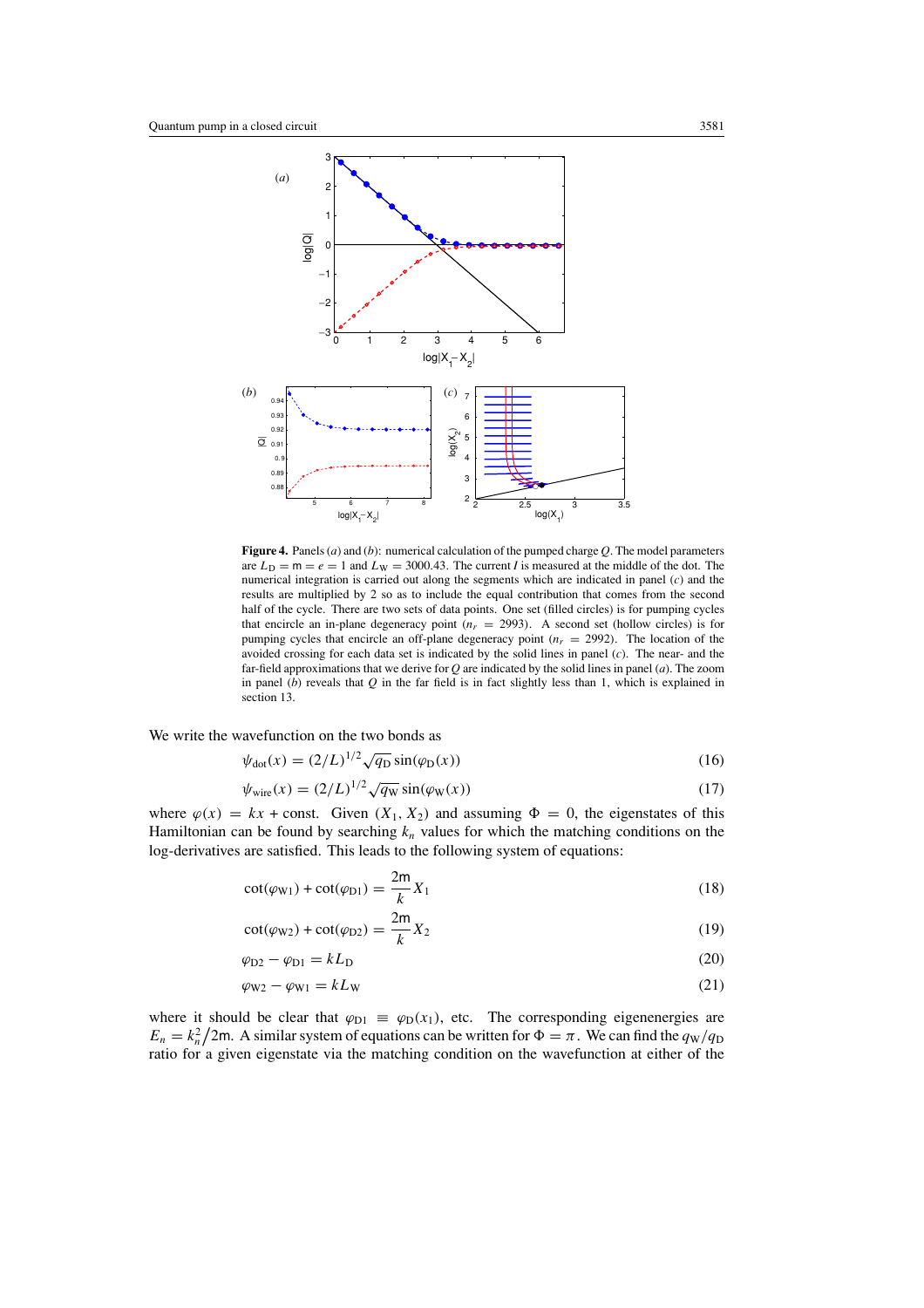**Figure 4.** Panels (*a*) and (*b*): numerical calculation of the pumped charge $Q$. The model parameters are $L_D = \mathsf{m} = e = 1$ and $L_W = 3000.43$. The current $I$ is measured at the middle of the dot. The numerical integration is carried out along the segments which are indicated in panel (*c*) and the results are multiplied by 2 so as to include the equal contribution that comes from the second half of the cycle. There are two sets of data points. One set (filled circles) is for pumping cycles that encircle an in-plane degeneracy point ($n_r = 2993$). A second set (hollow circles) is for pumping cycles that encircle an off-plane degeneracy point ($n_r = 2992$). The location of the avoided crossing for each data set is indicated by the solid lines in panel (*c*). The near- and the far-field approximations that we derive for $Q$ are indicated by the solid lines in panel (*a*). The zoom in panel (*b*) reveals that $Q$ in the far field is in fact slightly less than 1, which is explained in section 13.

We write the wavefunction on the two bonds as

$$\psi_{\text{dot}}(x) = (2/L)^{1/2} \sqrt{q_D} \sin(\varphi_D(x)) \tag{16}$$

$$\psi_{\text{wire}}(x) = (2/L)^{1/2} \sqrt{q_W} \sin(\varphi_W(x)) \tag{17}$$

where $\varphi(x) = kx + \text{const}$. Given $(X_1, X_2)$ and assuming $\Phi = 0$, the eigenstates of this Hamiltonian can be found by searching $k_n$ values for which the matching conditions on the log-derivatives are satisfied. This leads to the following system of equations:

$$\cot(\varphi_{W1}) + \cot(\varphi_{D1}) = \frac{2\mathsf{m}}{k} X_1 \tag{18}$$

$$\cot(\varphi_{W2}) + \cot(\varphi_{D2}) = \frac{2\mathsf{m}}{k} X_2 \tag{19}$$

$$\varphi_{D2} - \varphi_{D1} = kL_D \tag{20}$$

$$\varphi_{W2} - \varphi_{W1} = kL_W \tag{21}$$

where it should be clear that $\varphi_{D1} \equiv \varphi_D(x_1)$, etc. The corresponding eigenenergies are $E_n = k_n^2/2\mathsf{m}$. A similar system of equations can be written for $\Phi = \pi$. We can find the $q_W/q_D$ ratio for a given eigenstate via the matching condition on the wavefunction at either of the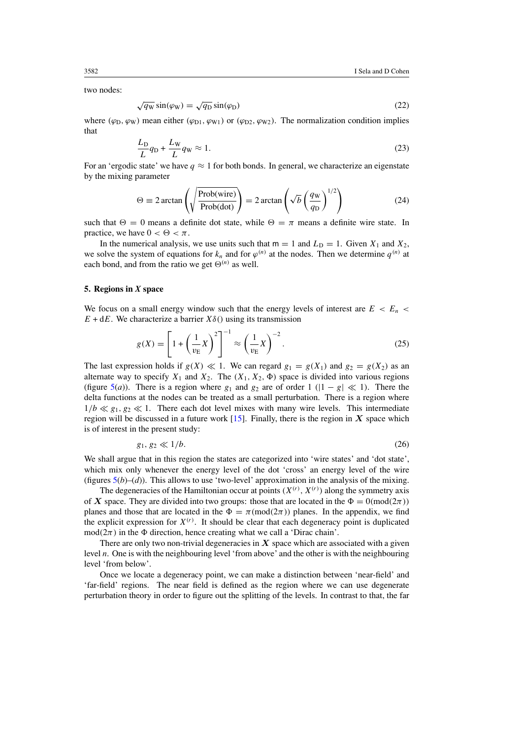two nodes:

$$\sqrt{q_W}\sin(\varphi_W) = \sqrt{q_D}\sin(\varphi_D) \tag{22}$$

where $(\varphi_D, \varphi_W)$ mean either $(\varphi_{D1}, \varphi_{W1})$ or $(\varphi_{D2}, \varphi_{W2})$. The normalization condition implies that

$$\frac{L_D}{L}q_D + \frac{L_W}{L}q_W \approx 1. \tag{23}$$

For an 'ergodic state' we have $q \approx 1$ for both bonds. In general, we characterize an eigenstate by the mixing parameter

$$\Theta \equiv 2\arctan\left(\sqrt{\frac{\mathrm{Prob(wire)}}{\mathrm{Prob(dot)}}}\right) = 2\arctan\left(\sqrt{b}\left(\frac{q_W}{q_D}\right)^{1/2}\right) \tag{24}$$

such that $\Theta = 0$ means a definite dot state, while $\Theta = \pi$ means a definite wire state. In practice, we have $0 < \Theta < \pi$.

In the numerical analysis, we use units such that $\mathsf{m} = 1$ and $L_D = 1$. Given $X_1$ and $X_2$, we solve the system of equations for $k_n$ and for $\varphi^{(n)}$ at the nodes. Then we determine $q^{(n)}$ at each bond, and from the ratio we get $\Theta^{(n)}$ as well.

## 5. Regions in $X$ space

We focus on a small energy window such that the energy levels of interest are $E < E_n < E + \mathrm{d}E$. We characterize a barrier $X\delta()$ using its transmission

$$g(X) = \left[1 + \left(\frac{1}{v_E}X\right)^2\right]^{-1} \approx \left(\frac{1}{v_E}X\right)^{-2}. \tag{25}$$

The last expression holds if $g(X) \ll 1$. We can regard $g_1 = g(X_1)$ and $g_2 = g(X_2)$ as an alternate way to specify $X_1$ and $X_2$. The $(X_1, X_2, \Phi)$ space is divided into various regions (figure 5(*a*)). There is a region where $g_1$ and $g_2$ are of order 1 ($|1 - g| \ll 1$). There the delta functions at the nodes can be treated as a small perturbation. There is a region where $1/b \ll g_1, g_2 \ll 1$. There each dot level mixes with many wire levels. This intermediate region will be discussed in a future work [15]. Finally, there is the region in $\boldsymbol{X}$ space which is of interest in the present study:

$$g_1, g_2 \ll 1/b. \tag{26}$$

We shall argue that in this region the states are categorized into 'wire states' and 'dot state', which mix only whenever the energy level of the dot 'cross' an energy level of the wire (figures 5(*b*)–(*d*)). This allows to use 'two-level' approximation in the analysis of the mixing.

The degeneracies of the Hamiltonian occur at points $(X^{(r)}, X^{(r)})$ along the symmetry axis of $\boldsymbol{X}$ space. They are divided into two groups: those that are located in the $\Phi = 0(\mathrm{mod}(2\pi))$ planes and those that are located in the $\Phi = \pi(\mathrm{mod}(2\pi))$ planes. In the appendix, we find the explicit expression for $X^{(r)}$. It should be clear that each degeneracy point is duplicated $\mathrm{mod}(2\pi)$ in the $\Phi$ direction, hence creating what we call a 'Dirac chain'.

There are only two non-trivial degeneracies in $\boldsymbol{X}$ space which are associated with a given level $n$. One is with the neighbouring level 'from above' and the other is with the neighbouring level 'from below'.

Once we locate a degeneracy point, we can make a distinction between 'near-field' and 'far-field' regions. The near field is defined as the region where we can use degenerate perturbation theory in order to figure out the splitting of the levels. In contrast to that, the far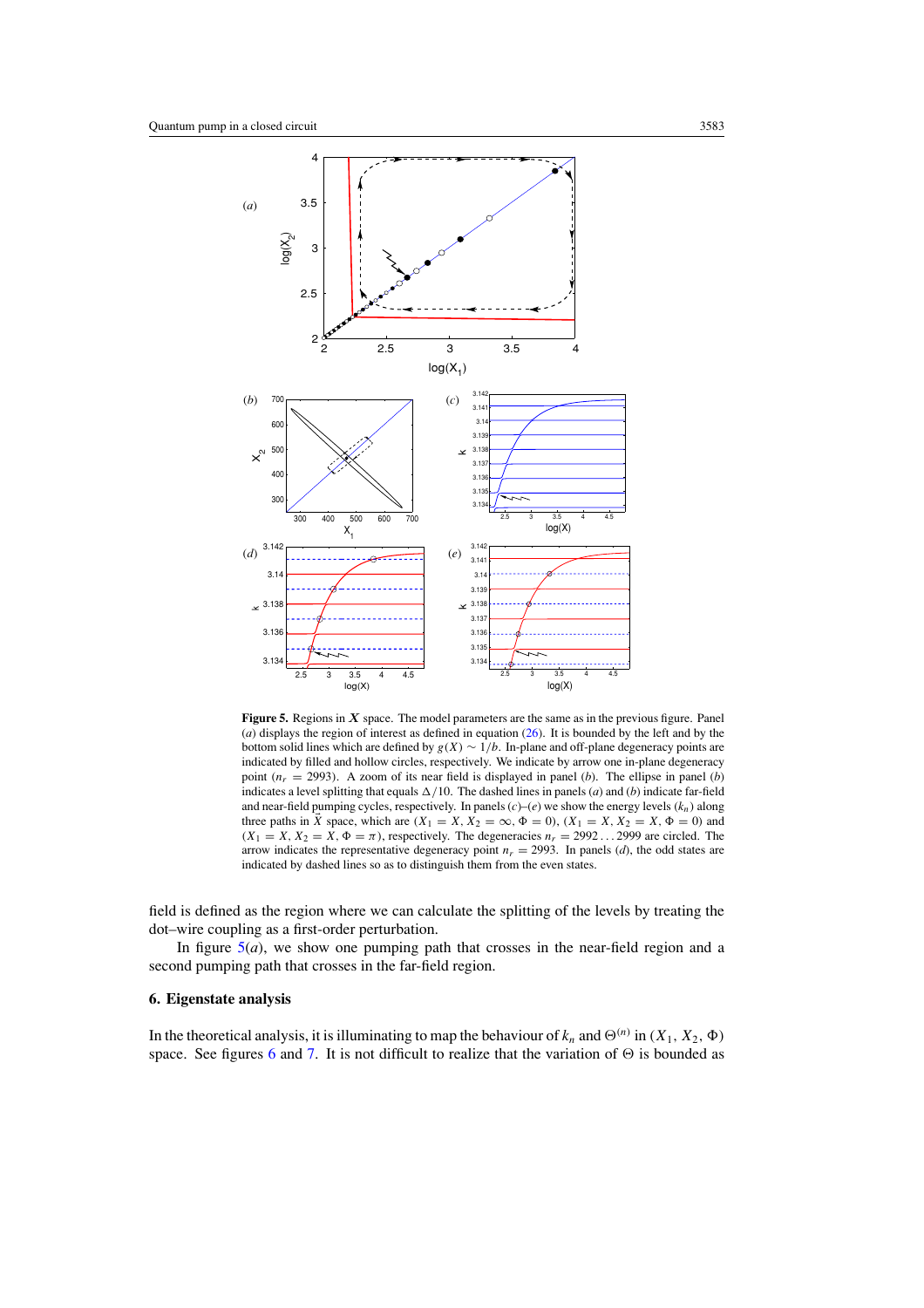**Figure 5.** Regions in $\boldsymbol{X}$ space. The model parameters are the same as in the previous figure. Panel ($a$) displays the region of interest as defined in equation (26). It is bounded by the left and by the bottom solid lines which are defined by $g(X) \sim 1/b$. In-plane and off-plane degeneracy points are indicated by filled and hollow circles, respectively. We indicate by arrow one in-plane degeneracy point ($n_r = 2993$). A zoom of its near field is displayed in panel ($b$). The ellipse in panel ($b$) indicates a level splitting that equals $\Delta/10$. The dashed lines in panels ($a$) and ($b$) indicate far-field and near-field pumping cycles, respectively. In panels ($c$)–($e$) we show the energy levels ($k_n$) along three paths in $\vec{X}$ space, which are ($X_1 = X, X_2 = \infty, \Phi = 0$), ($X_1 = X, X_2 = X, \Phi = 0$) and ($X_1 = X, X_2 = X, \Phi = \pi$), respectively. The degeneracies $n_r = 2992 \ldots 2999$ are circled. The arrow indicates the representative degeneracy point $n_r = 2993$. In panels ($d$), the odd states are indicated by dashed lines so as to distinguish them from the even states.

field is defined as the region where we can calculate the splitting of the levels by treating the dot–wire coupling as a first-order perturbation.

In figure 5($a$), we show one pumping path that crosses in the near-field region and a second pumping path that crosses in the far-field region.

## 6. Eigenstate analysis

In the theoretical analysis, it is illuminating to map the behaviour of $k_n$ and $\Theta^{(n)}$ in ($X_1$, $X_2$, $\Phi$) space. See figures 6 and 7. It is not difficult to realize that the variation of $\Theta$ is bounded as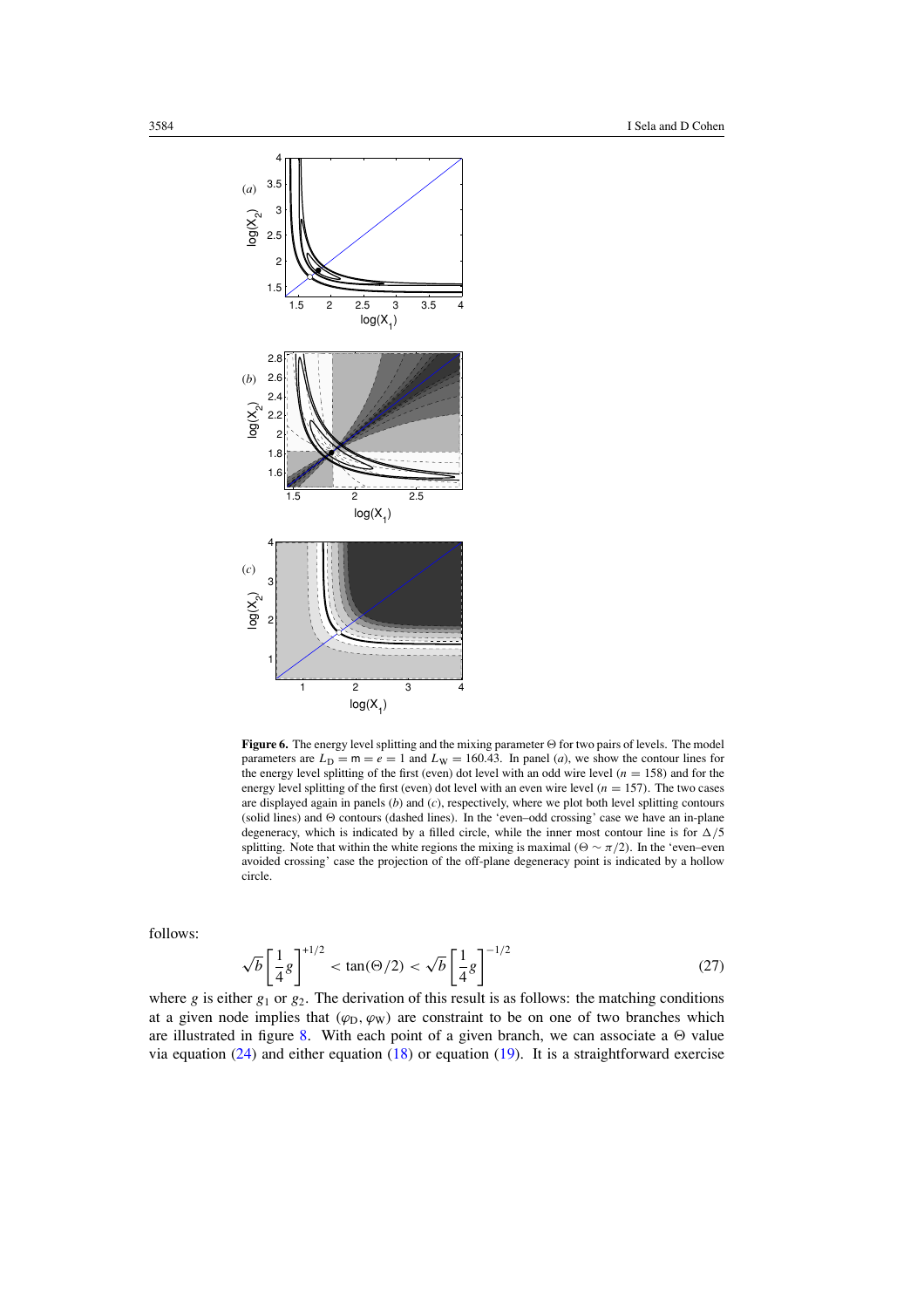**Figure 6.** The energy level splitting and the mixing parameter $\Theta$ for two pairs of levels. The model parameters are $L_{\rm D} = {\sf m} = e = 1$ and $L_{\rm W} = 160.43$. In panel (*a*), we show the contour lines for the energy level splitting of the first (even) dot level with an odd wire level ($n = 158$) and for the energy level splitting of the first (even) dot level with an even wire level ($n = 157$). The two cases are displayed again in panels (*b*) and (*c*), respectively, where we plot both level splitting contours (solid lines) and $\Theta$ contours (dashed lines). In the 'even–odd crossing' case we have an in-plane degeneracy, which is indicated by a filled circle, while the inner most contour line is for $\Delta/5$ splitting. Note that within the white regions the mixing is maximal ($\Theta \sim \pi/2$). In the 'even–even avoided crossing' case the projection of the off-plane degeneracy point is indicated by a hollow circle.

follows:

$$\sqrt{b}\left[\frac{1}{4}g\right]^{+1/2} < \tan(\Theta/2) < \sqrt{b}\left[\frac{1}{4}g\right]^{-1/2} \tag{27}$$

where $g$ is either $g_1$ or $g_2$. The derivation of this result is as follows: the matching conditions at a given node implies that $(\varphi_{\rm D}, \varphi_{\rm W})$ are constraint to be on one of two branches which are illustrated in figure 8. With each point of a given branch, we can associate a $\Theta$ value via equation (24) and either equation (18) or equation (19). It is a straightforward exercise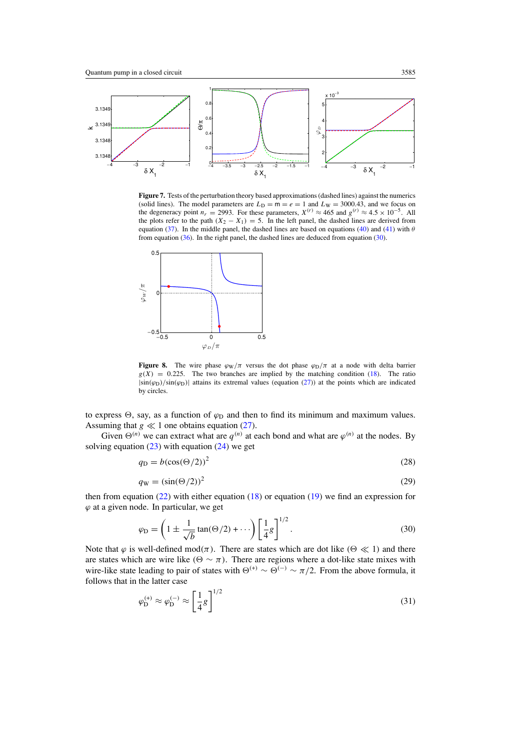**Figure 7.** Tests of the perturbation theory based approximations (dashed lines) against the numerics (solid lines). The model parameters are $L_D = \mathsf{m} = e = 1$ and $L_W = 3000.43$, and we focus on the degeneracy point $n_r = 2993$. For these parameters, $X^{(r)} \approx 465$ and $g^{(r)} \approx 4.5 \times 10^{-5}$. All the plots refer to the path $(X_2 - X_1) = 5$. In the left panel, the dashed lines are derived from equation (37). In the middle panel, the dashed lines are based on equations (40) and (41) with $\theta$ from equation (36). In the right panel, the dashed lines are deduced from equation (30).

**Figure 8.** The wire phase $\varphi_W/\pi$ versus the dot phase $\varphi_D/\pi$ at a node with delta barrier $g(X) = 0.225$. The two branches are implied by the matching condition (18). The ratio $|\sin(\varphi_D)/\sin(\varphi_D)|$ attains its extremal values (equation (27)) at the points which are indicated by circles.

to express $\Theta$, say, as a function of $\varphi_D$ and then to find its minimum and maximum values. Assuming that $g \ll 1$ one obtains equation (27).

Given $\Theta^{(n)}$ we can extract what are $q^{(n)}$ at each bond and what are $\varphi^{(n)}$ at the nodes. By solving equation (23) with equation (24) we get

$$q_D = b(\cos(\Theta/2))^2 \tag{28}$$

$$q_W = (\sin(\Theta/2))^2 \tag{29}$$

then from equation (22) with either equation (18) or equation (19) we find an expression for $\varphi$ at a given node. In particular, we get

$$\varphi_D = \left(1 \pm \frac{1}{\sqrt{b}} \tan(\Theta/2) + \cdots\right) \left[\frac{1}{4} g\right]^{1/2}. \tag{30}$$

Note that $\varphi$ is well-defined mod$(\pi)$. There are states which are dot like ($\Theta \ll 1$) and there are states which are wire like ($\Theta \sim \pi$). There are regions where a dot-like state mixes with wire-like state leading to pair of states with $\Theta^{(+)} \sim \Theta^{(-)} \sim \pi/2$. From the above formula, it follows that in the latter case

$$\varphi_D^{(+)} \approx \varphi_D^{(-)} \approx \left[\frac{1}{4} g\right]^{1/2} \tag{31}$$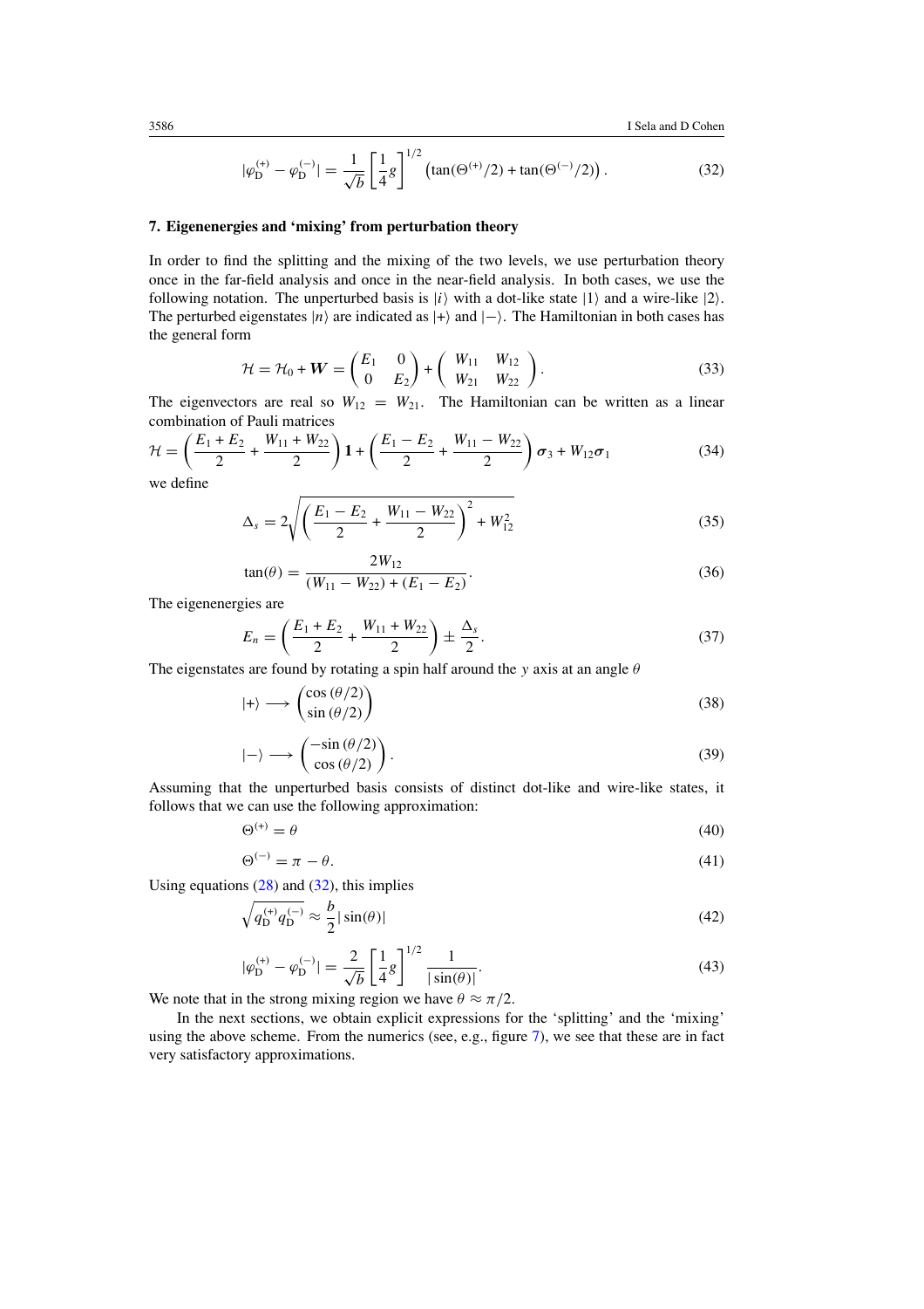$$|\varphi_{\mathrm{D}}^{(+)} - \varphi_{\mathrm{D}}^{(-)}| = \frac{1}{\sqrt{b}} \left[\frac{1}{4} g\right]^{1/2} \left(\tan(\Theta^{(+)}/2) + \tan(\Theta^{(-)}/2)\right). \tag{32}$$

## 7. Eigenenergies and 'mixing' from perturbation theory

In order to find the splitting and the mixing of the two levels, we use perturbation theory once in the far-field analysis and once in the near-field analysis. In both cases, we use the following notation. The unperturbed basis is $|i\rangle$ with a dot-like state $|1\rangle$ and a wire-like $|2\rangle$. The perturbed eigenstates $|n\rangle$ are indicated as $|+\rangle$ and $|-\rangle$. The Hamiltonian in both cases has the general form

$$\mathcal{H} = \mathcal{H}_0 + \boldsymbol{W} = \begin{pmatrix} E_1 & 0 \\ 0 & E_2 \end{pmatrix} + \begin{pmatrix} W_{11} & W_{12} \\ W_{21} & W_{22} \end{pmatrix}. \tag{33}$$

The eigenvectors are real so $W_{12} = W_{21}$. The Hamiltonian can be written as a linear combination of Pauli matrices

$$\mathcal{H} = \left(\frac{E_1 + E_2}{2} + \frac{W_{11} + W_{22}}{2}\right)\mathbf{1} + \left(\frac{E_1 - E_2}{2} + \frac{W_{11} - W_{22}}{2}\right)\boldsymbol{\sigma}_3 + W_{12}\boldsymbol{\sigma}_1 \tag{34}$$

we define

$$\Delta_s = 2\sqrt{\left(\frac{E_1 - E_2}{2} + \frac{W_{11} - W_{22}}{2}\right)^2 + W_{12}^2} \tag{35}$$

$$\tan(\theta) = \frac{2W_{12}}{(W_{11} - W_{22}) + (E_1 - E_2)}. \tag{36}$$

The eigenenergies are

$$E_n = \left(\frac{E_1 + E_2}{2} + \frac{W_{11} + W_{22}}{2}\right) \pm \frac{\Delta_s}{2}. \tag{37}$$

The eigenstates are found by rotating a spin half around the $y$ axis at an angle $\theta$

$$|+\rangle \longrightarrow \begin{pmatrix} \cos(\theta/2) \\ \sin(\theta/2) \end{pmatrix} \tag{38}$$

$$|-\rangle \longrightarrow \begin{pmatrix} -\sin(\theta/2) \\ \cos(\theta/2) \end{pmatrix}. \tag{39}$$

Assuming that the unperturbed basis consists of distinct dot-like and wire-like states, it follows that we can use the following approximation:

$$\Theta^{(+)} = \theta \tag{40}$$

$$\Theta^{(-)} = \pi - \theta. \tag{41}$$

Using equations (28) and (32), this implies

$$\sqrt{q_{\mathrm{D}}^{(+)} q_{\mathrm{D}}^{(-)}} \approx \frac{b}{2}|\sin(\theta)| \tag{42}$$

$$|\varphi_{\mathrm{D}}^{(+)} - \varphi_{\mathrm{D}}^{(-)}| = \frac{2}{\sqrt{b}}\left[\frac{1}{4}g\right]^{1/2} \frac{1}{|\sin(\theta)|}. \tag{43}$$

We note that in the strong mixing region we have $\theta \approx \pi/2$.

In the next sections, we obtain explicit expressions for the 'splitting' and the 'mixing' using the above scheme. From the numerics (see, e.g., figure 7), we see that these are in fact very satisfactory approximations.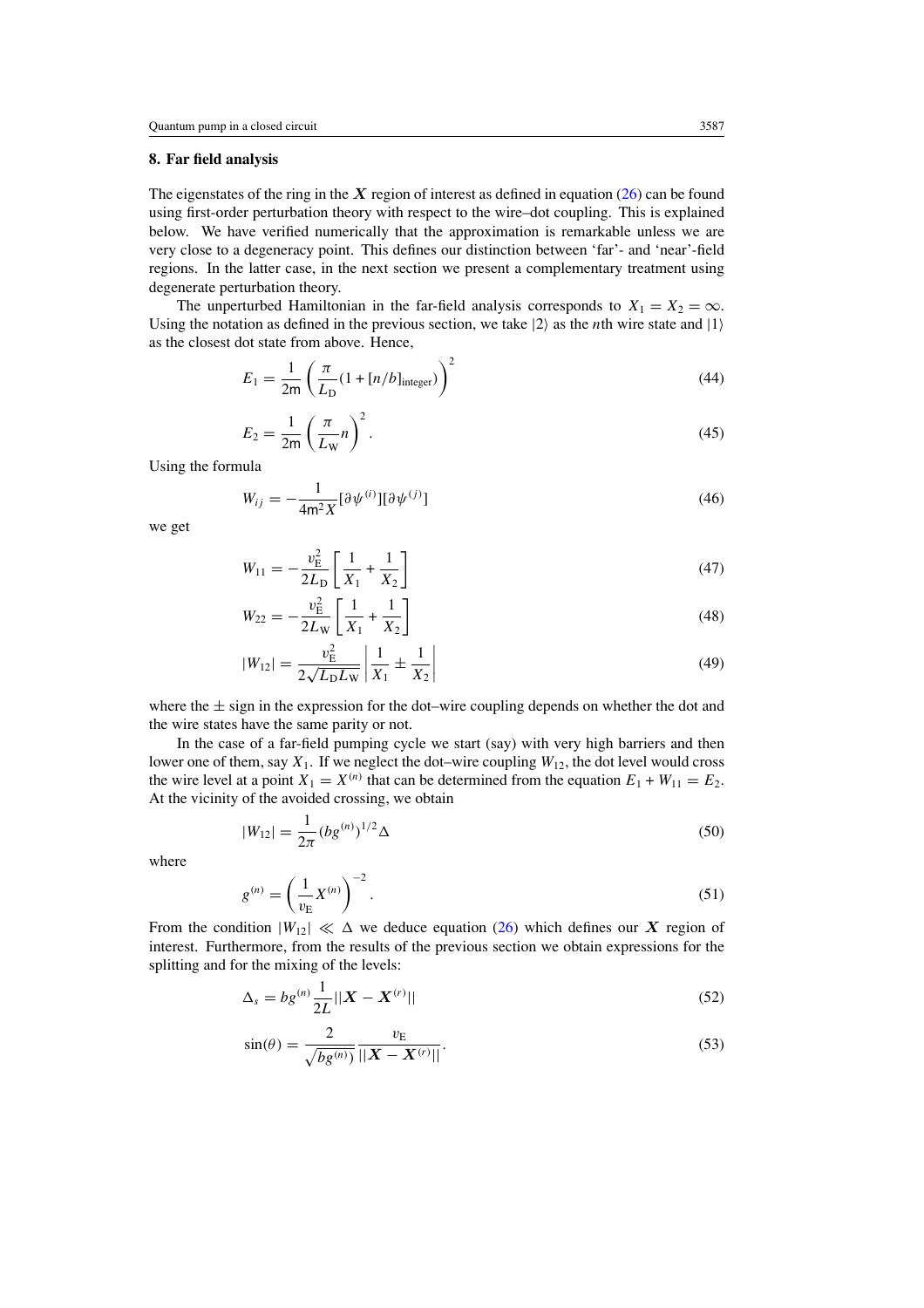## 8. Far field analysis

The eigenstates of the ring in the $\boldsymbol{X}$ region of interest as defined in equation (26) can be found using first-order perturbation theory with respect to the wire–dot coupling. This is explained below. We have verified numerically that the approximation is remarkable unless we are very close to a degeneracy point. This defines our distinction between 'far'- and 'near'-field regions. In the latter case, in the next section we present a complementary treatment using degenerate perturbation theory.

The unperturbed Hamiltonian in the far-field analysis corresponds to $X_1 = X_2 = \infty$. Using the notation as defined in the previous section, we take $|2\rangle$ as the $n$th wire state and $|1\rangle$ as the closest dot state from above. Hence,

$$E_1 = \frac{1}{2\mathsf{m}}\left(\frac{\pi}{L_\mathrm{D}}(1 + [n/b]_{\mathrm{integer}})\right)^2 \tag{44}$$

$$E_2 = \frac{1}{2\mathsf{m}}\left(\frac{\pi}{L_\mathrm{W}}n\right)^2. \tag{45}$$

Using the formula

$$W_{ij} = -\frac{1}{4\mathsf{m}^2 X}[\partial\psi^{(i)}][\partial\psi^{(j)}] \tag{46}$$

we get

$$W_{11} = -\frac{v_\mathrm{E}^2}{2L_\mathrm{D}}\left[\frac{1}{X_1} + \frac{1}{X_2}\right] \tag{47}$$

$$W_{22} = -\frac{v_\mathrm{E}^2}{2L_\mathrm{W}}\left[\frac{1}{X_1} + \frac{1}{X_2}\right] \tag{48}$$

$$|W_{12}| = \frac{v_\mathrm{E}^2}{2\sqrt{L_\mathrm{D}L_\mathrm{W}}}\left|\frac{1}{X_1} \pm \frac{1}{X_2}\right| \tag{49}$$

where the $\pm$ sign in the expression for the dot–wire coupling depends on whether the dot and the wire states have the same parity or not.

In the case of a far-field pumping cycle we start (say) with very high barriers and then lower one of them, say $X_1$. If we neglect the dot–wire coupling $W_{12}$, the dot level would cross the wire level at a point $X_1 = X^{(n)}$ that can be determined from the equation $E_1 + W_{11} = E_2$. At the vicinity of the avoided crossing, we obtain

$$|W_{12}| = \frac{1}{2\pi}(bg^{(n)})^{1/2}\Delta \tag{50}$$

where

$$g^{(n)} = \left(\frac{1}{v_\mathrm{E}}X^{(n)}\right)^{-2}. \tag{51}$$

From the condition $|W_{12}| \ll \Delta$ we deduce equation (26) which defines our $\boldsymbol{X}$ region of interest. Furthermore, from the results of the previous section we obtain expressions for the splitting and for the mixing of the levels:

$$\Delta_s = bg^{(n)}\frac{1}{2L}||\boldsymbol{X} - \boldsymbol{X}^{(r)}|| \tag{52}$$

$$\sin(\theta) = \frac{2}{\sqrt{bg^{(n)}}}\frac{v_\mathrm{E}}{||\boldsymbol{X} - \boldsymbol{X}^{(r)}||}. \tag{53}$$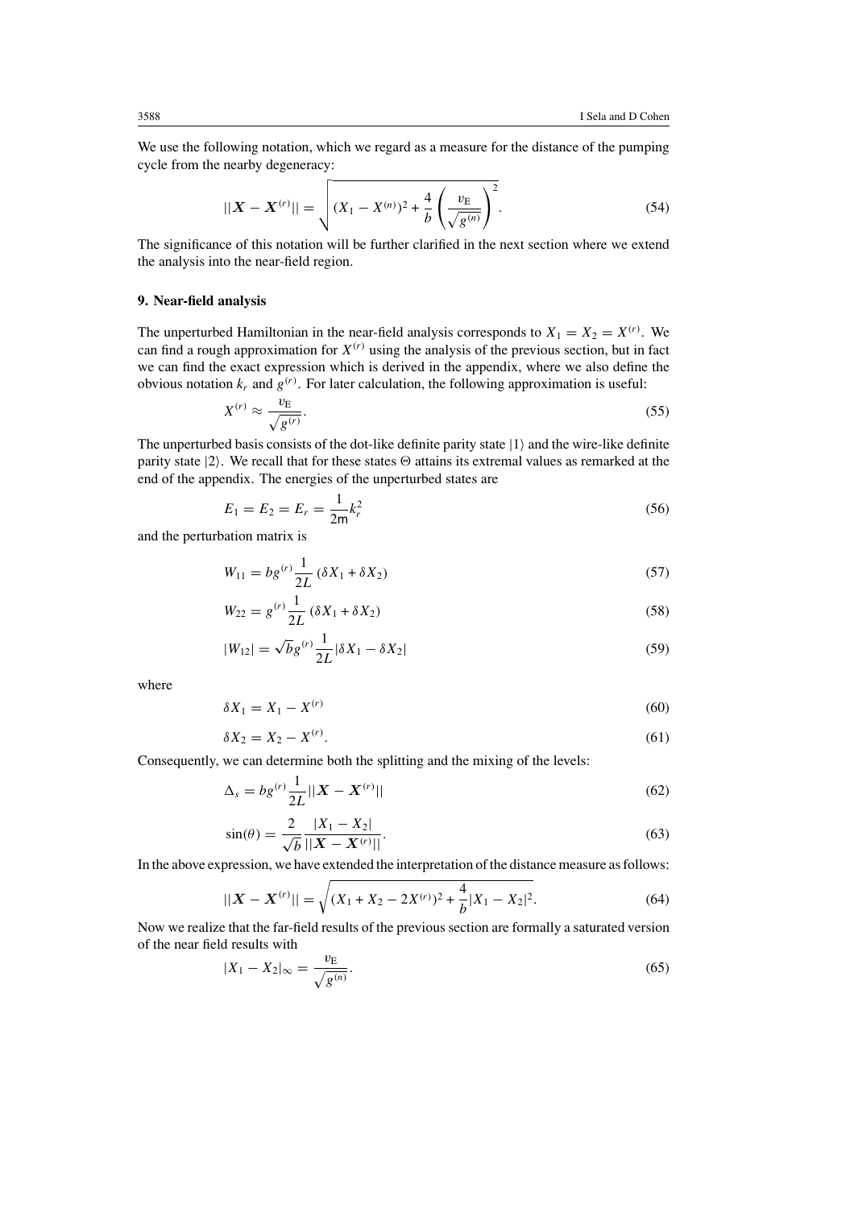We use the following notation, which we regard as a measure for the distance of the pumping cycle from the nearby degeneracy:

$$||\boldsymbol{X} - \boldsymbol{X}^{(r)}|| = \sqrt{(X_1 - X^{(n)})^2 + \frac{4}{b}\left(\frac{v_{\mathrm{E}}}{\sqrt{g^{(n)}}}\right)^2}. \tag{54}$$

The significance of this notation will be further clarified in the next section where we extend the analysis into the near-field region.

## 9. Near-field analysis

The unperturbed Hamiltonian in the near-field analysis corresponds to $X_1 = X_2 = X^{(r)}$. We can find a rough approximation for $X^{(r)}$ using the analysis of the previous section, but in fact we can find the exact expression which is derived in the appendix, where we also define the obvious notation $k_r$ and $g^{(r)}$. For later calculation, the following approximation is useful:

$$X^{(r)} \approx \frac{v_{\mathrm{E}}}{\sqrt{g^{(r)}}}. \tag{55}$$

The unperturbed basis consists of the dot-like definite parity state $|1\rangle$ and the wire-like definite parity state $|2\rangle$. We recall that for these states $\Theta$ attains its extremal values as remarked at the end of the appendix. The energies of the unperturbed states are

$$E_1 = E_2 = E_r = \frac{1}{2\mathsf{m}}k_r^2 \tag{56}$$

and the perturbation matrix is

$$W_{11} = bg^{(r)}\frac{1}{2L}\left(\delta X_1 + \delta X_2\right) \tag{57}$$

$$W_{22} = g^{(r)}\frac{1}{2L}\left(\delta X_1 + \delta X_2\right) \tag{58}$$

$$|W_{12}| = \sqrt{b}g^{(r)}\frac{1}{2L}|\delta X_1 - \delta X_2| \tag{59}$$

where

$$\delta X_1 = X_1 - X^{(r)} \tag{60}$$

$$\delta X_2 = X_2 - X^{(r)}. \tag{61}$$

Consequently, we can determine both the splitting and the mixing of the levels:

$$\Delta_s = bg^{(r)}\frac{1}{2L}||\boldsymbol{X} - \boldsymbol{X}^{(r)}|| \tag{62}$$

$$\sin(\theta) = \frac{2}{\sqrt{b}}\frac{|X_1 - X_2|}{||\boldsymbol{X} - \boldsymbol{X}^{(r)}||}. \tag{63}$$

In the above expression, we have extended the interpretation of the distance measure as follows:

$$||\boldsymbol{X} - \boldsymbol{X}^{(r)}|| = \sqrt{(X_1 + X_2 - 2X^{(r)})^2 + \frac{4}{b}|X_1 - X_2|^2}. \tag{64}$$

Now we realize that the far-field results of the previous section are formally a saturated version of the near field results with

$$|X_1 - X_2|_\infty = \frac{v_{\mathrm{E}}}{\sqrt{g^{(n)}}}. \tag{65}$$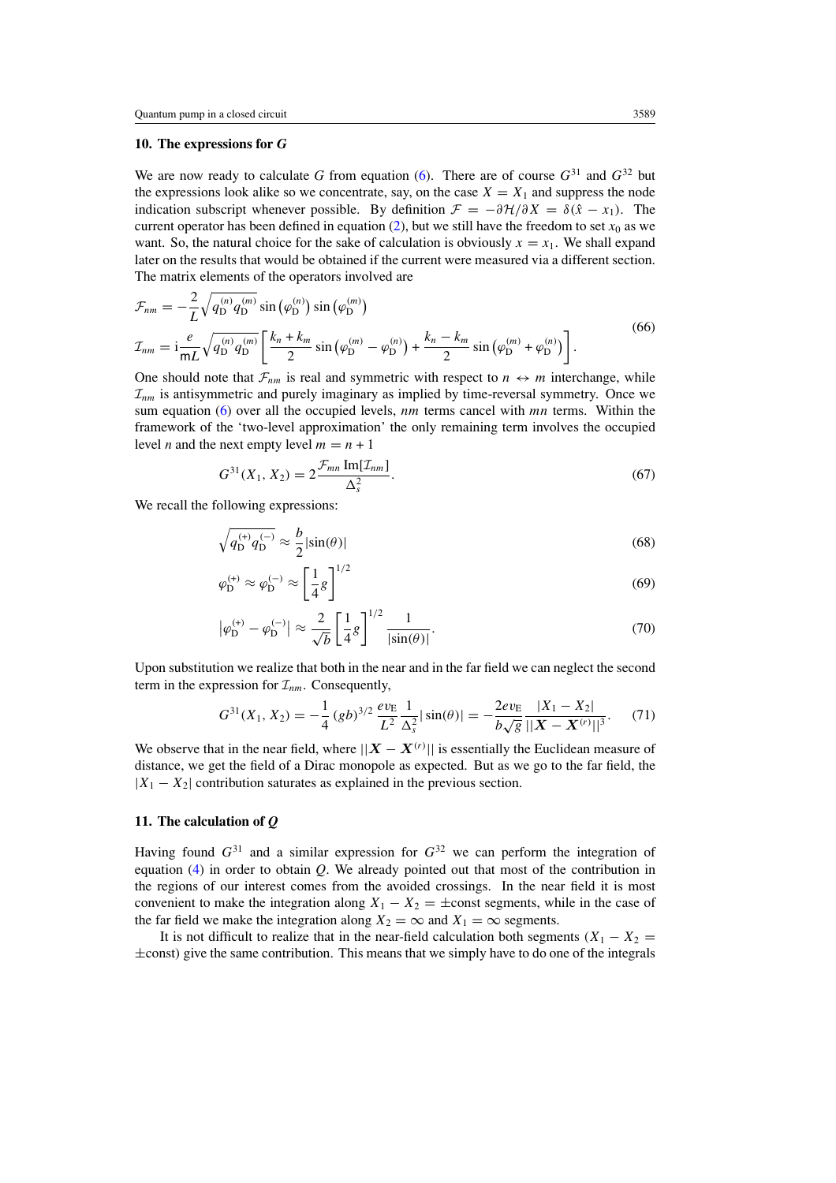### 10. The expressions for $G$

We are now ready to calculate $G$ from equation (6). There are of course $G^{31}$ and $G^{32}$ but the expressions look alike so we concentrate, say, on the case $X = X_1$ and suppress the node indication subscript whenever possible. By definition $\mathcal{F} = -\partial\mathcal{H}/\partial X = \delta(\hat{x} - x_1)$. The current operator has been defined in equation (2), but we still have the freedom to set $x_0$ as we want. So, the natural choice for the sake of calculation is obviously $x = x_1$. We shall expand later on the results that would be obtained if the current were measured via a different section. The matrix elements of the operators involved are

$$
\begin{aligned}
\mathcal{F}_{nm} &= -\frac{2}{L}\sqrt{q_{\mathrm{D}}^{(n)} q_{\mathrm{D}}^{(m)}}\,\sin\left(\varphi_{\mathrm{D}}^{(n)}\right)\sin\left(\varphi_{\mathrm{D}}^{(m)}\right) \\
\mathcal{I}_{nm} &= \mathrm{i}\frac{e}{\mathsf{m}L}\sqrt{q_{\mathrm{D}}^{(n)} q_{\mathrm{D}}^{(m)}}\left[\frac{k_n + k_m}{2}\sin\left(\varphi_{\mathrm{D}}^{(m)} - \varphi_{\mathrm{D}}^{(n)}\right) + \frac{k_n - k_m}{2}\sin\left(\varphi_{\mathrm{D}}^{(m)} + \varphi_{\mathrm{D}}^{(n)}\right)\right].
\end{aligned}
\tag{66}
$$

One should note that $\mathcal{F}_{nm}$ is real and symmetric with respect to $n \leftrightarrow m$ interchange, while $\mathcal{I}_{nm}$ is antisymmetric and purely imaginary as implied by time-reversal symmetry. Once we sum equation (6) over all the occupied levels, $nm$ terms cancel with $mn$ terms. Within the framework of the 'two-level approximation' the only remaining term involves the occupied level $n$ and the next empty level $m = n + 1$

$$
G^{31}(X_1, X_2) = 2\frac{\mathcal{F}_{mn}\,\mathrm{Im}[\mathcal{I}_{nm}]}{\Delta_s^2}.
\tag{67}
$$

We recall the following expressions:

$$
\sqrt{q_{\mathrm{D}}^{(+)} q_{\mathrm{D}}^{(-)}} \approx \frac{b}{2}|\sin(\theta)|
\tag{68}
$$

$$
\varphi_{\mathrm{D}}^{(+)} \approx \varphi_{\mathrm{D}}^{(-)} \approx \left[\frac{1}{4}g\right]^{1/2}
\tag{69}
$$

$$
\left|\varphi_{\mathrm{D}}^{(+)} - \varphi_{\mathrm{D}}^{(-)}\right| \approx \frac{2}{\sqrt{b}}\left[\frac{1}{4}g\right]^{1/2}\frac{1}{|\sin(\theta)|}.
\tag{70}
$$

Upon substitution we realize that both in the near and in the far field we can neglect the second term in the expression for $\mathcal{I}_{nm}$. Consequently,

$$
G^{31}(X_1, X_2) = -\frac{1}{4}(gb)^{3/2}\frac{ev_{\mathrm{E}}}{L^2}\frac{1}{\Delta_s^2}|\sin(\theta)| = -\frac{2ev_{\mathrm{E}}}{b\sqrt{g}}\frac{|X_1 - X_2|}{||\boldsymbol{X} - \boldsymbol{X}^{(r)}||^3}.
\tag{71}
$$

We observe that in the near field, where $||\boldsymbol{X} - \boldsymbol{X}^{(r)}||$ is essentially the Euclidean measure of distance, we get the field of a Dirac monopole as expected. But as we go to the far field, the $|X_1 - X_2|$ contribution saturates as explained in the previous section.

### 11. The calculation of $Q$

Having found $G^{31}$ and a similar expression for $G^{32}$ we can perform the integration of equation (4) in order to obtain $Q$. We already pointed out that most of the contribution in the regions of our interest comes from the avoided crossings. In the near field it is most convenient to make the integration along $X_1 - X_2 = \pm\mathrm{const}$ segments, while in the case of the far field we make the integration along $X_2 = \infty$ and $X_1 = \infty$ segments.

It is not difficult to realize that in the near-field calculation both segments ($X_1 - X_2 = \pm\mathrm{const}$) give the same contribution. This means that we simply have to do one of the integrals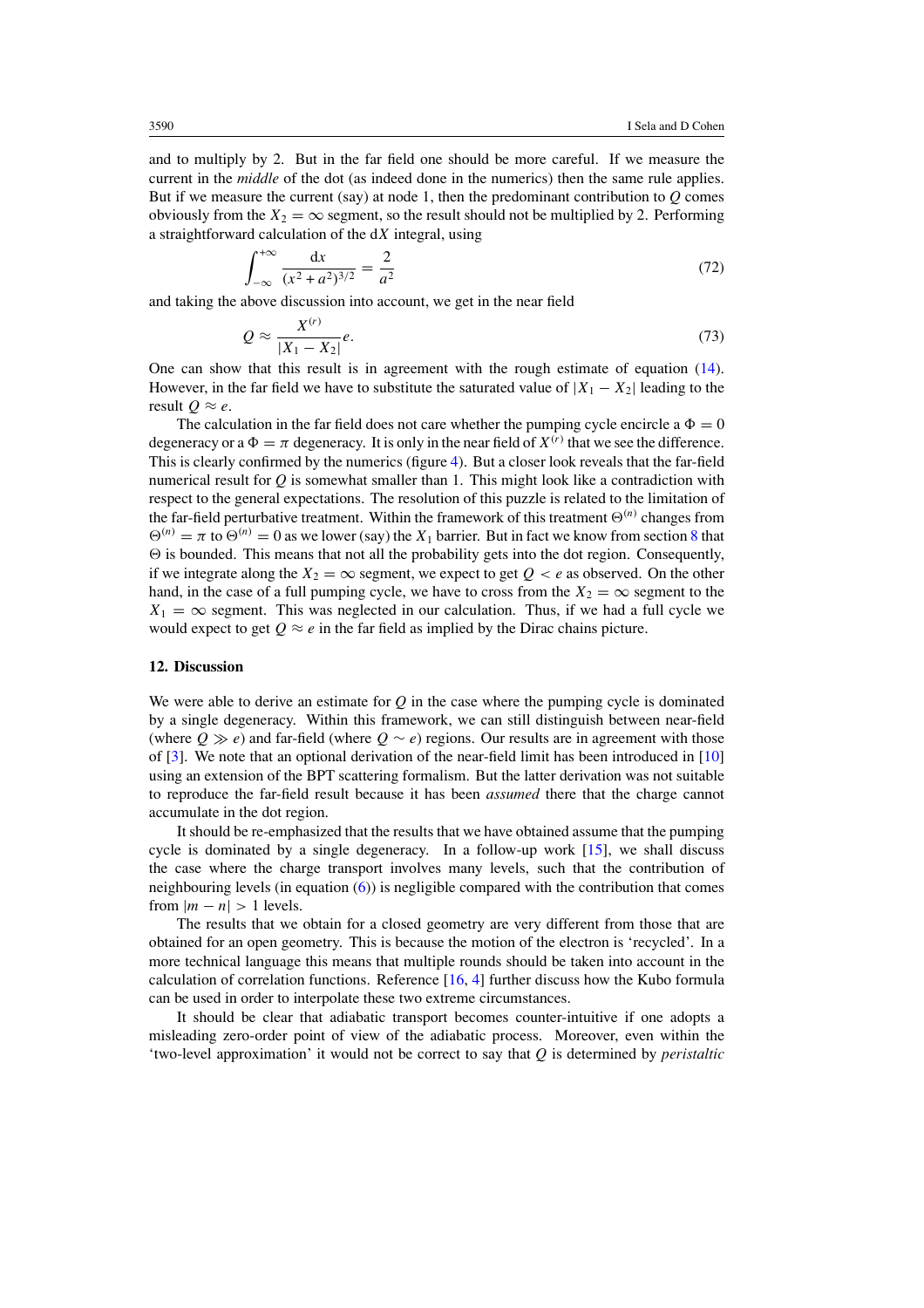and to multiply by 2. But in the far field one should be more careful. If we measure the current in the *middle* of the dot (as indeed done in the numerics) then the same rule applies. But if we measure the current (say) at node 1, then the predominant contribution to $Q$ comes obviously from the $X_2 = \infty$ segment, so the result should not be multiplied by 2. Performing a straightforward calculation of the d$X$ integral, using

$$\int_{-\infty}^{+\infty} \frac{\mathrm{d}x}{(x^2 + a^2)^{3/2}} = \frac{2}{a^2} \tag{72}$$

and taking the above discussion into account, we get in the near field

$$Q \approx \frac{X^{(r)}}{|X_1 - X_2|} e. \tag{73}$$

One can show that this result is in agreement with the rough estimate of equation (14). However, in the far field we have to substitute the saturated value of $|X_1 - X_2|$ leading to the result $Q \approx e$.

The calculation in the far field does not care whether the pumping cycle encircle a $\Phi = 0$ degeneracy or a $\Phi = \pi$ degeneracy. It is only in the near field of $X^{(r)}$ that we see the difference. This is clearly confirmed by the numerics (figure 4). But a closer look reveals that the far-field numerical result for $Q$ is somewhat smaller than 1. This might look like a contradiction with respect to the general expectations. The resolution of this puzzle is related to the limitation of the far-field perturbative treatment. Within the framework of this treatment $\Theta^{(n)}$ changes from $\Theta^{(n)} = \pi$ to $\Theta^{(n)} = 0$ as we lower (say) the $X_1$ barrier. But in fact we know from section 8 that $\Theta$ is bounded. This means that not all the probability gets into the dot region. Consequently, if we integrate along the $X_2 = \infty$ segment, we expect to get $Q < e$ as observed. On the other hand, in the case of a full pumping cycle, we have to cross from the $X_2 = \infty$ segment to the $X_1 = \infty$ segment. This was neglected in our calculation. Thus, if we had a full cycle we would expect to get $Q \approx e$ in the far field as implied by the Dirac chains picture.

## 12. Discussion

We were able to derive an estimate for $Q$ in the case where the pumping cycle is dominated by a single degeneracy. Within this framework, we can still distinguish between near-field (where $Q \gg e$) and far-field (where $Q \sim e$) regions. Our results are in agreement with those of [3]. We note that an optional derivation of the near-field limit has been introduced in [10] using an extension of the BPT scattering formalism. But the latter derivation was not suitable to reproduce the far-field result because it has been *assumed* there that the charge cannot accumulate in the dot region.

It should be re-emphasized that the results that we have obtained assume that the pumping cycle is dominated by a single degeneracy. In a follow-up work [15], we shall discuss the case where the charge transport involves many levels, such that the contribution of neighbouring levels (in equation (6)) is negligible compared with the contribution that comes from $|m - n| > 1$ levels.

The results that we obtain for a closed geometry are very different from those that are obtained for an open geometry. This is because the motion of the electron is 'recycled'. In a more technical language this means that multiple rounds should be taken into account in the calculation of correlation functions. Reference [16, 4] further discuss how the Kubo formula can be used in order to interpolate these two extreme circumstances.

It should be clear that adiabatic transport becomes counter-intuitive if one adopts a misleading zero-order point of view of the adiabatic process. Moreover, even within the 'two-level approximation' it would not be correct to say that $Q$ is determined by *peristaltic*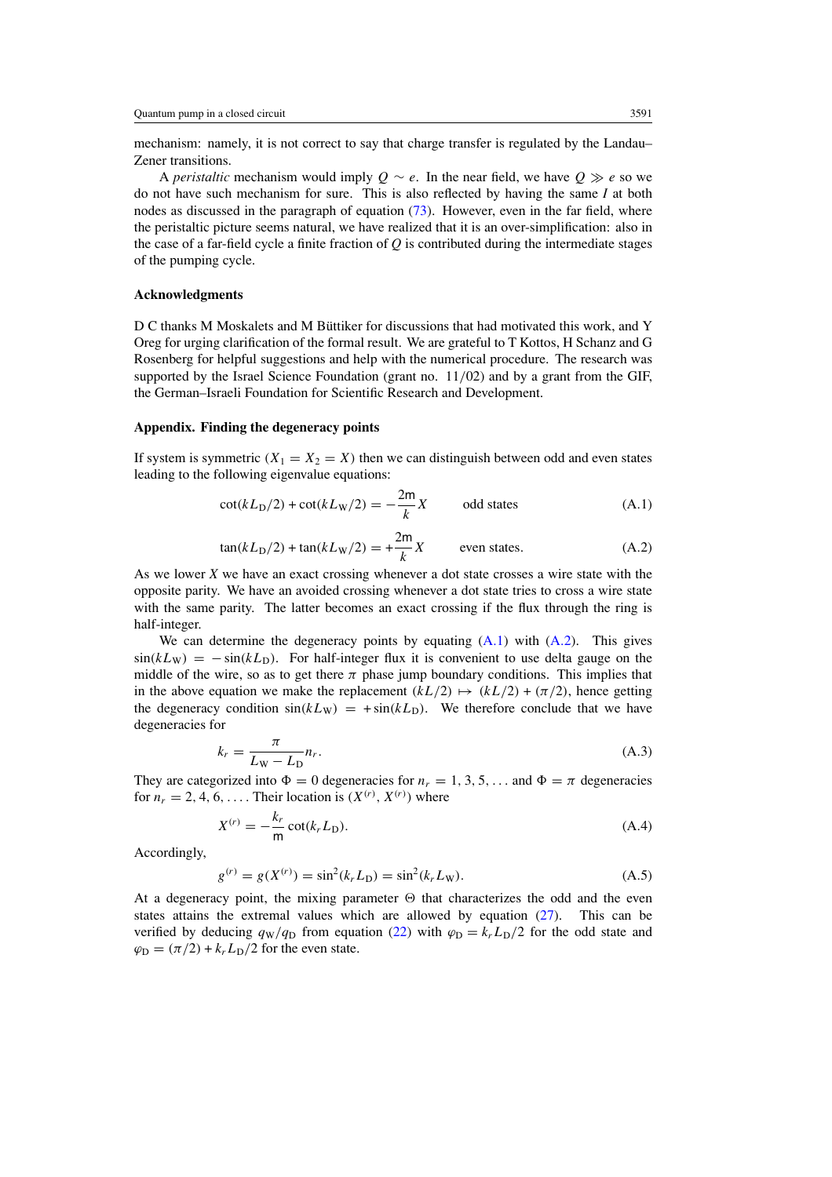mechanism: namely, it is not correct to say that charge transfer is regulated by the Landau–Zener transitions.

A *peristaltic* mechanism would imply $Q \sim e$. In the near field, we have $Q \gg e$ so we do not have such mechanism for sure. This is also reflected by having the same $I$ at both nodes as discussed in the paragraph of equation (73). However, even in the far field, where the peristaltic picture seems natural, we have realized that it is an over-simplification: also in the case of a far-field cycle a finite fraction of $Q$ is contributed during the intermediate stages of the pumping cycle.

## Acknowledgments

D C thanks M Moskalets and M Büttiker for discussions that had motivated this work, and Y Oreg for urging clarification of the formal result. We are grateful to T Kottos, H Schanz and G Rosenberg for helpful suggestions and help with the numerical procedure. The research was supported by the Israel Science Foundation (grant no. 11/02) and by a grant from the GIF, the German–Israeli Foundation for Scientific Research and Development.

## Appendix. Finding the degeneracy points

If system is symmetric ($X_1 = X_2 = X$) then we can distinguish between odd and even states leading to the following eigenvalue equations:

$$\cot(kL_{\mathrm{D}}/2) + \cot(kL_{\mathrm{W}}/2) = -\frac{2\mathsf{m}}{k}X \qquad \text{odd states} \tag{A.1}$$

$$\tan(kL_{\mathrm{D}}/2) + \tan(kL_{\mathrm{W}}/2) = +\frac{2\mathsf{m}}{k}X \qquad \text{even states.} \tag{A.2}$$

As we lower $X$ we have an exact crossing whenever a dot state crosses a wire state with the opposite parity. We have an avoided crossing whenever a dot state tries to cross a wire state with the same parity. The latter becomes an exact crossing if the flux through the ring is half-integer.

We can determine the degeneracy points by equating (A.1) with (A.2). This gives $\sin(kL_{\mathrm{W}}) = -\sin(kL_{\mathrm{D}})$. For half-integer flux it is convenient to use delta gauge on the middle of the wire, so as to get there $\pi$ phase jump boundary conditions. This implies that in the above equation we make the replacement $(kL/2) \mapsto (kL/2) + (\pi/2)$, hence getting the degeneracy condition $\sin(kL_{\mathrm{W}}) = +\sin(kL_{\mathrm{D}})$. We therefore conclude that we have degeneracies for

$$k_r = \frac{\pi}{L_{\mathrm{W}} - L_{\mathrm{D}}} n_r. \tag{A.3}$$

They are categorized into $\Phi = 0$ degeneracies for $n_r = 1, 3, 5, \ldots$ and $\Phi = \pi$ degeneracies for $n_r = 2, 4, 6, \ldots$. Their location is $(X^{(r)}, X^{(r)})$ where

$$X^{(r)} = -\frac{k_r}{\mathsf{m}} \cot(k_r L_{\mathrm{D}}). \tag{A.4}$$

Accordingly,

$$g^{(r)} = g(X^{(r)}) = \sin^2(k_r L_{\mathrm{D}}) = \sin^2(k_r L_{\mathrm{W}}). \tag{A.5}$$

At a degeneracy point, the mixing parameter $\Theta$ that characterizes the odd and the even states attains the extremal values which are allowed by equation (27). This can be verified by deducing $q_{\mathrm{W}}/q_{\mathrm{D}}$ from equation (22) with $\varphi_{\mathrm{D}} = k_r L_{\mathrm{D}}/2$ for the odd state and $\varphi_{\mathrm{D}} = (\pi/2) + k_r L_{\mathrm{D}}/2$ for the even state.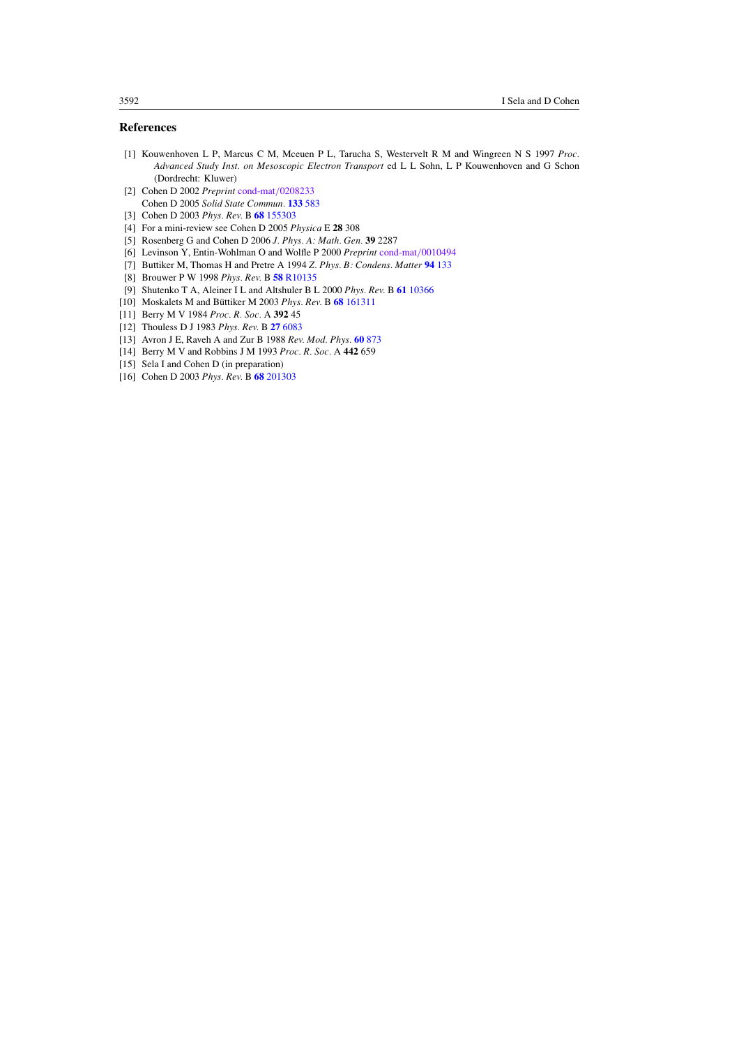## References

[1] Kouwenhoven L P, Marcus C M, Mceuen P L, Tarucha S, Westervelt R M and Wingreen N S 1997 *Proc. Advanced Study Inst. on Mesoscopic Electron Transport* ed L L Sohn, L P Kouwenhoven and G Schon (Dordrecht: Kluwer)

[2] Cohen D 2002 *Preprint* cond-mat/0208233
Cohen D 2005 *Solid State Commun.* **133** 583

[3] Cohen D 2003 *Phys. Rev.* B **68** 155303

[4] For a mini-review see Cohen D 2005 *Physica* E **28** 308

[5] Rosenberg G and Cohen D 2006 *J. Phys. A: Math. Gen.* **39** 2287

[6] Levinson Y, Entin-Wohlman O and Wolfle P 2000 *Preprint* cond-mat/0010494

[7] Buttiker M, Thomas H and Pretre A 1994 *Z. Phys. B: Condens. Matter* **94** 133

[8] Brouwer P W 1998 *Phys. Rev.* B **58** R10135

[9] Shutenko T A, Aleiner I L and Altshuler B L 2000 *Phys. Rev.* B **61** 10366

[10] Moskalets M and Büttiker M 2003 *Phys. Rev.* B **68** 161311

[11] Berry M V 1984 *Proc. R. Soc.* A **392** 45

[12] Thouless D J 1983 *Phys. Rev.* B **27** 6083

[13] Avron J E, Raveh A and Zur B 1988 *Rev. Mod. Phys.* **60** 873

[14] Berry M V and Robbins J M 1993 *Proc. R. Soc.* A **442** 659

[15] Sela I and Cohen D (in preparation)

[16] Cohen D 2003 *Phys. Rev.* B **68** 201303